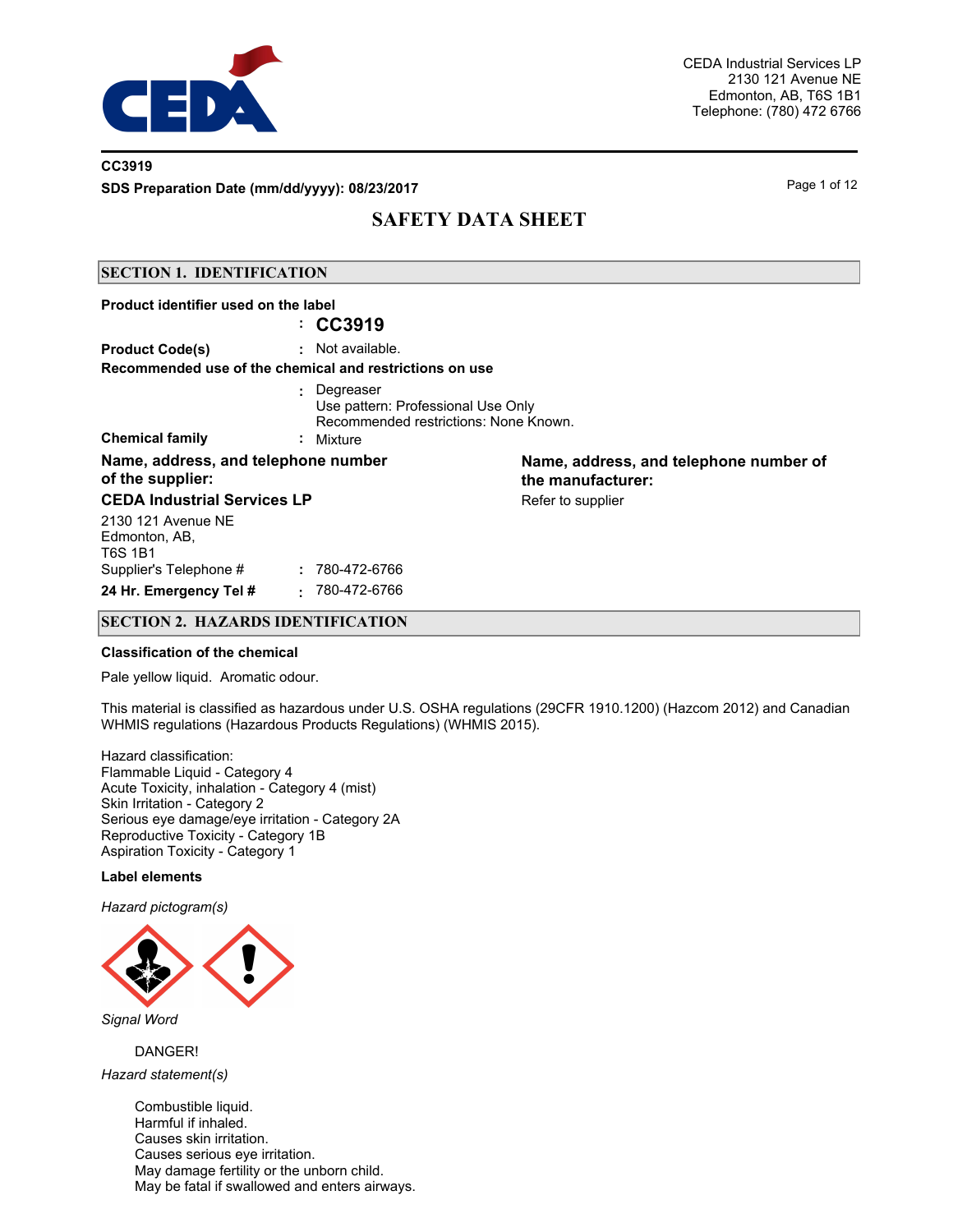CEDA Industrial Services LP
2130 121 Avenue NE
Edmonton, AB, T6S 1B1
Telephone: (780) 472 6766

**CC3919**

**SDS Preparation Date (mm/dd/yyyy): 08/23/2017**

# SAFETY DATA SHEET

## SECTION 1. IDENTIFICATION

**Product identifier used on the label**
: **CC3919**

**Product Code(s)** : Not available.

**Recommended use of the chemical and restrictions on use**
: Degreaser
Use pattern: Professional Use Only
Recommended restrictions: None Known.

**Chemical family** : Mixture

**Name, address, and telephone number of the supplier:**

**CEDA Industrial Services LP**

2130 121 Avenue NE
Edmonton, AB,
T6S 1B1

Supplier's Telephone # : 780-472-6766

**24 Hr. Emergency Tel #** : 780-472-6766

**Name, address, and telephone number of the manufacturer:**

Refer to supplier

## SECTION 2. HAZARDS IDENTIFICATION

**Classification of the chemical**

Pale yellow liquid. Aromatic odour.

This material is classified as hazardous under U.S. OSHA regulations (29CFR 1910.1200) (Hazcom 2012) and Canadian WHMIS regulations (Hazardous Products Regulations) (WHMIS 2015).

Hazard classification:
Flammable Liquid - Category 4
Acute Toxicity, inhalation - Category 4 (mist)
Skin Irritation - Category 2
Serious eye damage/eye irritation - Category 2A
Reproductive Toxicity - Category 1B
Aspiration Toxicity - Category 1

**Label elements**

*Hazard pictogram(s)*

*Signal Word*

DANGER!

*Hazard statement(s)*

Combustible liquid.
Harmful if inhaled.
Causes skin irritation.
Causes serious eye irritation.
May damage fertility or the unborn child.
May be fatal if swallowed and enters airways.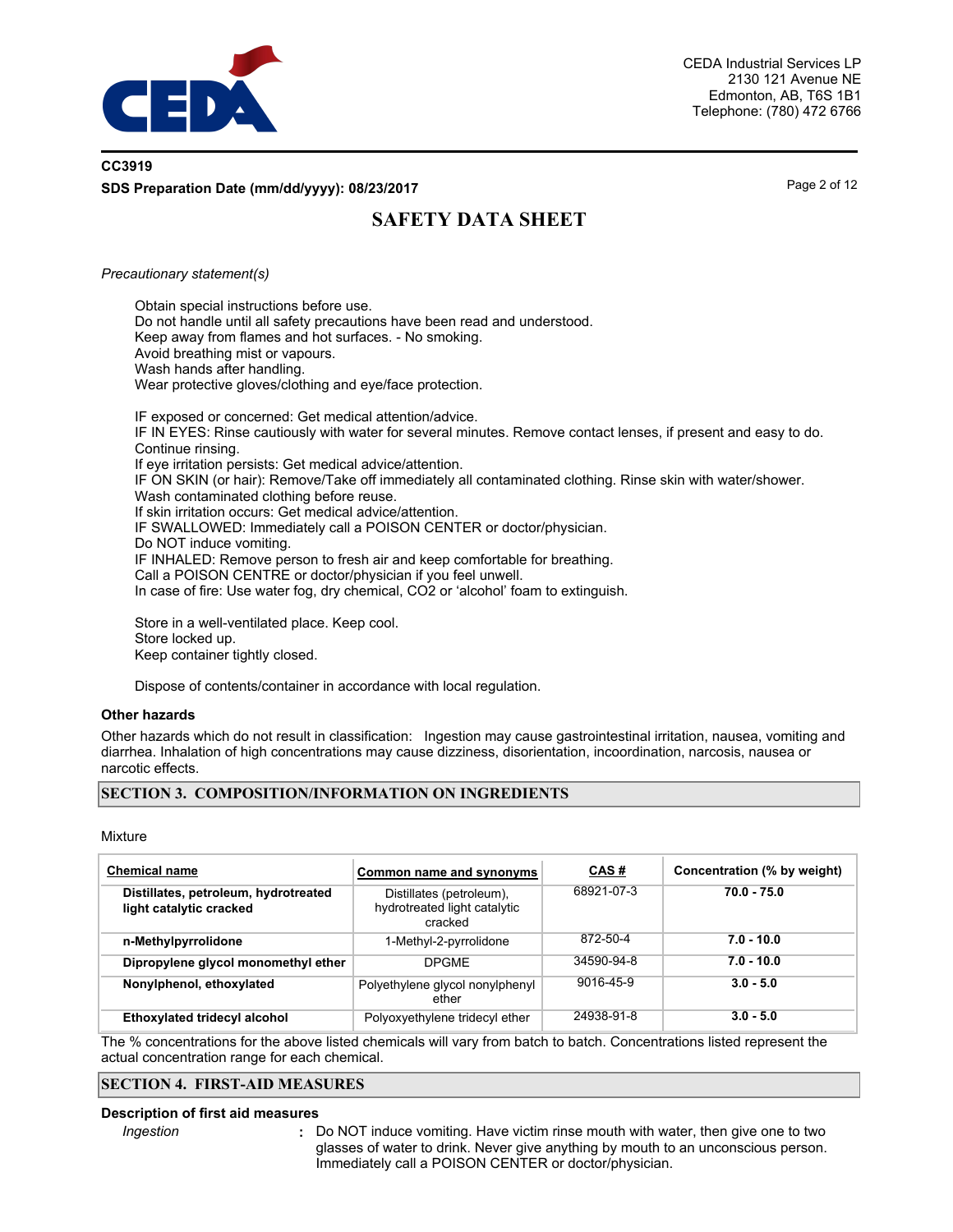*Precautionary statement(s)*

Obtain special instructions before use.
Do not handle until all safety precautions have been read and understood.
Keep away from flames and hot surfaces. - No smoking.
Avoid breathing mist or vapours.
Wash hands after handling.
Wear protective gloves/clothing and eye/face protection.

IF exposed or concerned: Get medical attention/advice.
IF IN EYES: Rinse cautiously with water for several minutes. Remove contact lenses, if present and easy to do. Continue rinsing.
If eye irritation persists: Get medical advice/attention.
IF ON SKIN (or hair): Remove/Take off immediately all contaminated clothing. Rinse skin with water/shower.
Wash contaminated clothing before reuse.
If skin irritation occurs: Get medical advice/attention.
IF SWALLOWED: Immediately call a POISON CENTER or doctor/physician.
Do NOT induce vomiting.
IF INHALED: Remove person to fresh air and keep comfortable for breathing.
Call a POISON CENTRE or doctor/physician if you feel unwell.
In case of fire: Use water fog, dry chemical, CO2 or 'alcohol' foam to extinguish.

Store in a well-ventilated place. Keep cool.
Store locked up.
Keep container tightly closed.

Dispose of contents/container in accordance with local regulation.

### Other hazards

Other hazards which do not result in classification: Ingestion may cause gastrointestinal irritation, nausea, vomiting and diarrhea. Inhalation of high concentrations may cause dizziness, disorientation, incoordination, narcosis, nausea or narcotic effects.

## SECTION 3. COMPOSITION/INFORMATION ON INGREDIENTS

Mixture

| Chemical name | Common name and synonyms | CAS # | Concentration (% by weight) |
|---|---|---|---|
| **Distillates, petroleum, hydrotreated light catalytic cracked** | Distillates (petroleum), hydrotreated light catalytic cracked | 68921-07-3 | **70.0 - 75.0** |
| **n-Methylpyrrolidone** | 1-Methyl-2-pyrrolidone | 872-50-4 | **7.0 - 10.0** |
| **Dipropylene glycol monomethyl ether** | DPGME | 34590-94-8 | **7.0 - 10.0** |
| **Nonylphenol, ethoxylated** | Polyethylene glycol nonylphenyl ether | 9016-45-9 | **3.0 - 5.0** |
| **Ethoxylated tridecyl alcohol** | Polyoxyethylene tridecyl ether | 24938-91-8 | **3.0 - 5.0** |

The % concentrations for the above listed chemicals will vary from batch to batch. Concentrations listed represent the actual concentration range for each chemical.

## SECTION 4. FIRST-AID MEASURES

### Description of first aid measures

*Ingestion* : Do NOT induce vomiting. Have victim rinse mouth with water, then give one to two glasses of water to drink. Never give anything by mouth to an unconscious person. Immediately call a POISON CENTER or doctor/physician.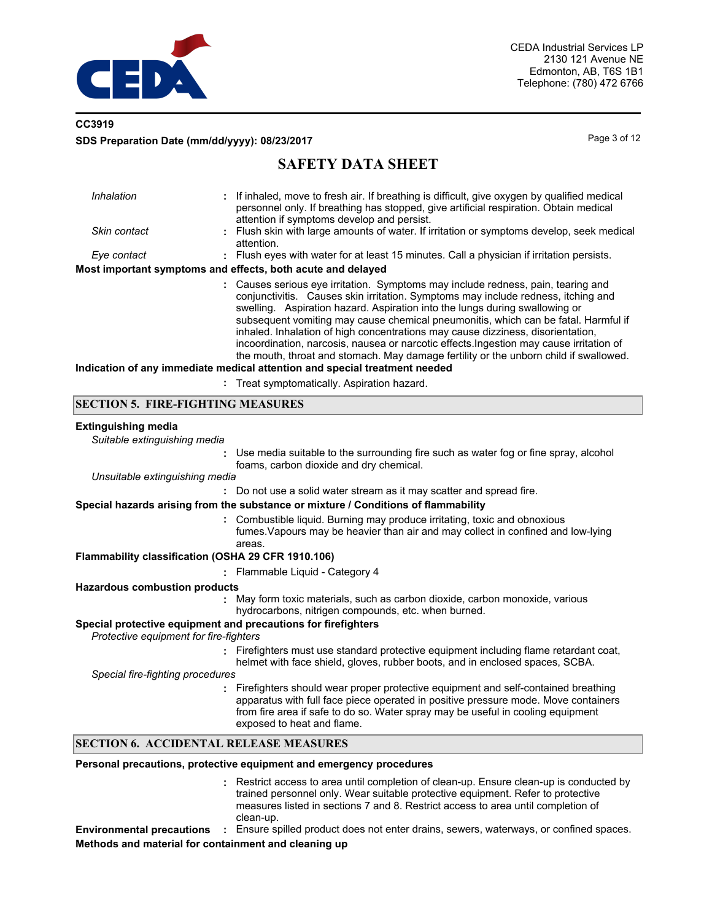*Inhalation* : If inhaled, move to fresh air. If breathing is difficult, give oxygen by qualified medical personnel only. If breathing has stopped, give artificial respiration. Obtain medical attention if symptoms develop and persist.

*Skin contact* : Flush skin with large amounts of water. If irritation or symptoms develop, seek medical attention.

*Eye contact* : Flush eyes with water for at least 15 minutes. Call a physician if irritation persists.

**Most important symptoms and effects, both acute and delayed**

: Causes serious eye irritation. Symptoms may include redness, pain, tearing and conjunctivitis. Causes skin irritation. Symptoms may include redness, itching and swelling. Aspiration hazard. Aspiration into the lungs during swallowing or subsequent vomiting may cause chemical pneumonitis, which can be fatal. Harmful if inhaled. Inhalation of high concentrations may cause dizziness, disorientation, incoordination, narcosis, nausea or narcotic effects.Ingestion may cause irritation of the mouth, throat and stomach. May damage fertility or the unborn child if swallowed.

**Indication of any immediate medical attention and special treatment needed**

: Treat symptomatically. Aspiration hazard.

## SECTION 5. FIRE-FIGHTING MEASURES

**Extinguishing media**

*Suitable extinguishing media*

: Use media suitable to the surrounding fire such as water fog or fine spray, alcohol foams, carbon dioxide and dry chemical.

*Unsuitable extinguishing media*

: Do not use a solid water stream as it may scatter and spread fire.

**Special hazards arising from the substance or mixture / Conditions of flammability**

: Combustible liquid. Burning may produce irritating, toxic and obnoxious fumes.Vapours may be heavier than air and may collect in confined and low-lying areas.

**Flammability classification (OSHA 29 CFR 1910.106)**

: Flammable Liquid - Category 4

**Hazardous combustion products**

: May form toxic materials, such as carbon dioxide, carbon monoxide, various hydrocarbons, nitrigen compounds, etc. when burned.

**Special protective equipment and precautions for firefighters**

*Protective equipment for fire-fighters*

: Firefighters must use standard protective equipment including flame retardant coat, helmet with face shield, gloves, rubber boots, and in enclosed spaces, SCBA.

*Special fire-fighting procedures*

: Firefighters should wear proper protective equipment and self-contained breathing apparatus with full face piece operated in positive pressure mode. Move containers from fire area if safe to do so. Water spray may be useful in cooling equipment exposed to heat and flame.

## SECTION 6. ACCIDENTAL RELEASE MEASURES

**Personal precautions, protective equipment and emergency procedures**

: Restrict access to area until completion of clean-up. Ensure clean-up is conducted by trained personnel only. Wear suitable protective equipment. Refer to protective measures listed in sections 7 and 8. Restrict access to area until completion of clean-up.

**Environmental precautions** : Ensure spilled product does not enter drains, sewers, waterways, or confined spaces.

**Methods and material for containment and cleaning up**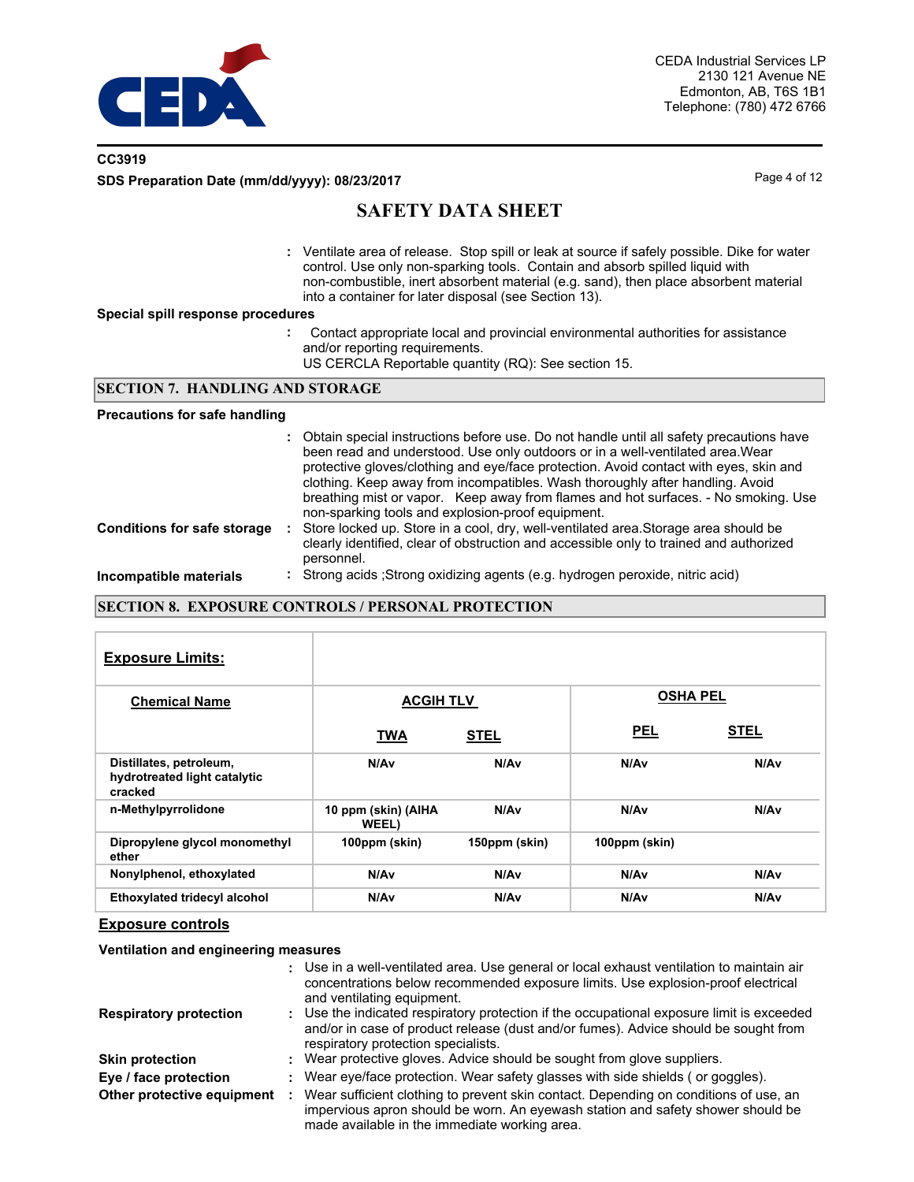: Ventilate area of release. Stop spill or leak at source if safely possible. Dike for water control. Use only non-sparking tools. Contain and absorb spilled liquid with non-combustible, inert absorbent material (e.g. sand), then place absorbent material into a container for later disposal (see Section 13).

**Special spill response procedures**

: Contact appropriate local and provincial environmental authorities for assistance and/or reporting requirements.
US CERCLA Reportable quantity (RQ): See section 15.

## SECTION 7. HANDLING AND STORAGE

**Precautions for safe handling**

: Obtain special instructions before use. Do not handle until all safety precautions have been read and understood. Use only outdoors or in a well-ventilated area.Wear protective gloves/clothing and eye/face protection. Avoid contact with eyes, skin and clothing. Keep away from incompatibles. Wash thoroughly after handling. Avoid breathing mist or vapor. Keep away from flames and hot surfaces. - No smoking. Use non-sparking tools and explosion-proof equipment.

**Conditions for safe storage** : Store locked up. Store in a cool, dry, well-ventilated area.Storage area should be clearly identified, clear of obstruction and accessible only to trained and authorized personnel.

**Incompatible materials** : Strong acids ;Strong oxidizing agents (e.g. hydrogen peroxide, nitric acid)

## SECTION 8. EXPOSURE CONTROLS / PERSONAL PROTECTION

**Exposure Limits:**

| Chemical Name | ACGIH TLV | | OSHA PEL | |
|---|---|---|---|---|
| | TWA | STEL | PEL | STEL |
| Distillates, petroleum, hydrotreated light catalytic cracked | N/Av | N/Av | N/Av | N/Av |
| n-Methylpyrrolidone | 10 ppm (skin) (AIHA WEEL) | N/Av | N/Av | N/Av |
| Dipropylene glycol monomethyl ether | 100ppm (skin) | 150ppm (skin) | 100ppm (skin) | |
| Nonylphenol, ethoxylated | N/Av | N/Av | N/Av | N/Av |
| Ethoxylated tridecyl alcohol | N/Av | N/Av | N/Av | N/Av |

**Exposure controls**

**Ventilation and engineering measures**

: Use in a well-ventilated area. Use general or local exhaust ventilation to maintain air concentrations below recommended exposure limits. Use explosion-proof electrical and ventilating equipment.

**Respiratory protection** : Use the indicated respiratory protection if the occupational exposure limit is exceeded and/or in case of product release (dust and/or fumes). Advice should be sought from respiratory protection specialists.

**Skin protection** : Wear protective gloves. Advice should be sought from glove suppliers.

**Eye / face protection** : Wear eye/face protection. Wear safety glasses with side shields ( or goggles).

**Other protective equipment** : Wear sufficient clothing to prevent skin contact. Depending on conditions of use, an impervious apron should be worn. An eyewash station and safety shower should be made available in the immediate working area.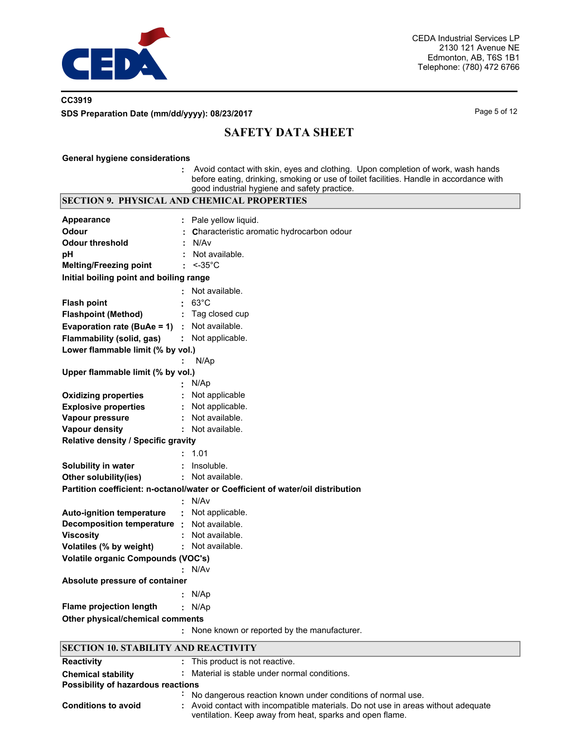**General hygiene considerations**

: Avoid contact with skin, eyes and clothing. Upon completion of work, wash hands before eating, drinking, smoking or use of toilet facilities. Handle in accordance with good industrial hygiene and safety practice.

## SECTION 9. PHYSICAL AND CHEMICAL PROPERTIES

| | |
|---|---|
| **Appearance** | : Pale yellow liquid. |
| **Odour** | : Characteristic aromatic hydrocarbon odour |
| **Odour threshold** | : N/Av |
| **pH** | : Not available. |
| **Melting/Freezing point** | : <-35°C |
| **Initial boiling point and boiling range** | : Not available. |
| **Flash point** | : 63°C |
| **Flashpoint (Method)** | : Tag closed cup |
| **Evaporation rate (BuAe = 1)** | : Not available. |
| **Flammability (solid, gas)** | : Not applicable. |
| **Lower flammable limit (% by vol.)** | : N/Ap |
| **Upper flammable limit (% by vol.)** | : N/Ap |
| **Oxidizing properties** | : Not applicable |
| **Explosive properties** | : Not applicable. |
| **Vapour pressure** | : Not available. |
| **Vapour density** | : Not available. |
| **Relative density / Specific gravity** | : 1.01 |
| **Solubility in water** | : Insoluble. |
| **Other solubility(ies)** | : Not available. |
| **Partition coefficient: n-octanol/water or Coefficient of water/oil distribution** | : N/Av |
| **Auto-ignition temperature** | : Not applicable. |
| **Decomposition temperature** | : Not available. |
| **Viscosity** | : Not available. |
| **Volatiles (% by weight)** | : Not available. |
| **Volatile organic Compounds (VOC's)** | : N/Av |
| **Absolute pressure of container** | : N/Ap |
| **Flame projection length** | : N/Ap |
| **Other physical/chemical comments** | : None known or reported by the manufacturer. |

## SECTION 10. STABILITY AND REACTIVITY

| | |
|---|---|
| **Reactivity** | : This product is not reactive. |
| **Chemical stability** | : Material is stable under normal conditions. |
| **Possibility of hazardous reactions** | : No dangerous reaction known under conditions of normal use. |
| **Conditions to avoid** | : Avoid contact with incompatible materials. Do not use in areas without adequate ventilation. Keep away from heat, sparks and open flame. |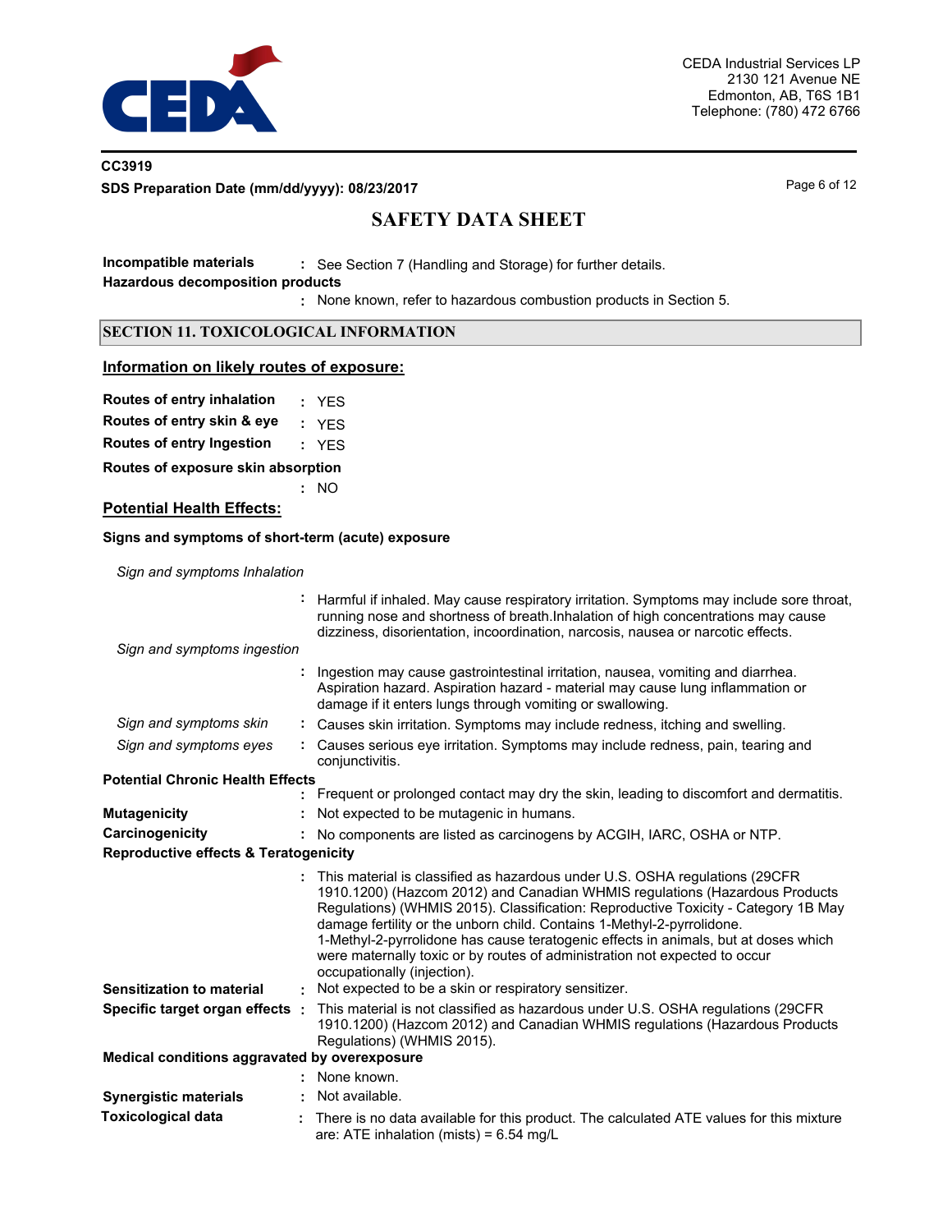**Incompatible materials** : See Section 7 (Handling and Storage) for further details.

**Hazardous decomposition products** : None known, refer to hazardous combustion products in Section 5.

## SECTION 11. TOXICOLOGICAL INFORMATION

### Information on likely routes of exposure:

**Routes of entry inhalation** : YES

**Routes of entry skin & eye** : YES

**Routes of entry Ingestion** : YES

**Routes of exposure skin absorption** : NO

### Potential Health Effects:

**Signs and symptoms of short-term (acute) exposure**

*Sign and symptoms Inhalation* : Harmful if inhaled. May cause respiratory irritation. Symptoms may include sore throat, running nose and shortness of breath.Inhalation of high concentrations may cause dizziness, disorientation, incoordination, narcosis, nausea or narcotic effects.

*Sign and symptoms ingestion* : Ingestion may cause gastrointestinal irritation, nausea, vomiting and diarrhea. Aspiration hazard. Aspiration hazard - material may cause lung inflammation or damage if it enters lungs through vomiting or swallowing.

*Sign and symptoms skin* : Causes skin irritation. Symptoms may include redness, itching and swelling.

*Sign and symptoms eyes* : Causes serious eye irritation. Symptoms may include redness, pain, tearing and conjunctivitis.

**Potential Chronic Health Effects** : Frequent or prolonged contact may dry the skin, leading to discomfort and dermatitis.

**Mutagenicity** : Not expected to be mutagenic in humans.

**Carcinogenicity** : No components are listed as carcinogens by ACGIH, IARC, OSHA or NTP.

**Reproductive effects & Teratogenicity** : This material is classified as hazardous under U.S. OSHA regulations (29CFR 1910.1200) (Hazcom 2012) and Canadian WHMIS regulations (Hazardous Products Regulations) (WHMIS 2015). Classification: Reproductive Toxicity - Category 1B May damage fertility or the unborn child. Contains 1-Methyl-2-pyrrolidone. 1-Methyl-2-pyrrolidone has cause teratogenic effects in animals, but at doses which were maternally toxic or by routes of administration not expected to occur occupationally (injection).

**Sensitization to material** : Not expected to be a skin or respiratory sensitizer.

**Specific target organ effects** : This material is not classified as hazardous under U.S. OSHA regulations (29CFR 1910.1200) (Hazcom 2012) and Canadian WHMIS regulations (Hazardous Products Regulations) (WHMIS 2015).

**Medical conditions aggravated by overexposure** : None known.

**Synergistic materials** : Not available.

**Toxicological data** : There is no data available for this product. The calculated ATE values for this mixture are: ATE inhalation (mists) = 6.54 mg/L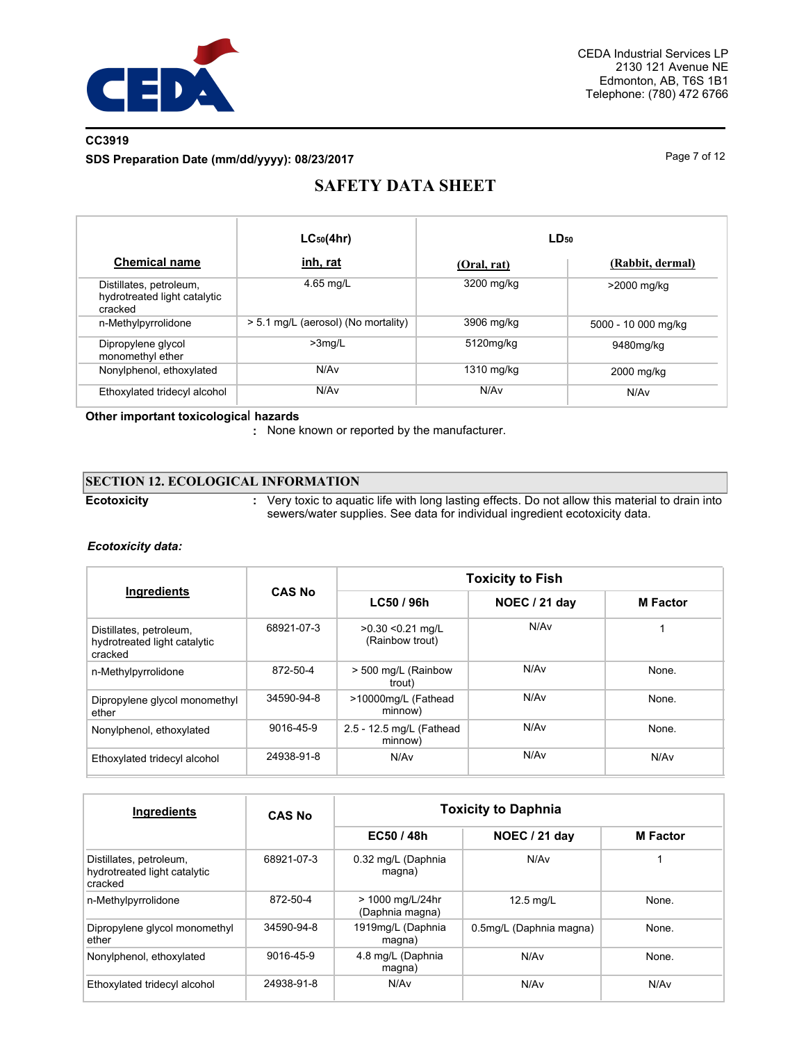| Chemical name | $LC_{50}$(4hr) inh, rat | $LD_{50}$ (Oral, rat) | $LD_{50}$ (Rabbit, dermal) |
|---|---|---|---|
| Distillates, petroleum, hydrotreated light catalytic cracked | 4.65 mg/L | 3200 mg/kg | >2000 mg/kg |
| n-Methylpyrrolidone | > 5.1 mg/L (aerosol) (No mortality) | 3906 mg/kg | 5000 - 10 000 mg/kg |
| Dipropylene glycol monomethyl ether | >3mg/L | 5120mg/kg | 9480mg/kg |
| Nonylphenol, ethoxylated | N/Av | 1310 mg/kg | 2000 mg/kg |
| Ethoxylated tridecyl alcohol | N/Av | N/Av | N/Av |

**Other important toxicological hazards**
: None known or reported by the manufacturer.

## SECTION 12. ECOLOGICAL INFORMATION

**Ecotoxicity** : Very toxic to aquatic life with long lasting effects. Do not allow this material to drain into sewers/water supplies. See data for individual ingredient ecotoxicity data.

***Ecotoxicity data:***

| Ingredients | CAS No | Toxicity to Fish | | |
|---|---|---|---|---|
| | | LC50 / 96h | NOEC / 21 day | M Factor |
| Distillates, petroleum, hydrotreated light catalytic cracked | 68921-07-3 | >0.30 <0.21 mg/L (Rainbow trout) | N/Av | 1 |
| n-Methylpyrrolidone | 872-50-4 | > 500 mg/L (Rainbow trout) | N/Av | None. |
| Dipropylene glycol monomethyl ether | 34590-94-8 | >10000mg/L (Fathead minnow) | N/Av | None. |
| Nonylphenol, ethoxylated | 9016-45-9 | 2.5 - 12.5 mg/L (Fathead minnow) | N/Av | None. |
| Ethoxylated tridecyl alcohol | 24938-91-8 | N/Av | N/Av | N/Av |

| Ingredients | CAS No | Toxicity to Daphnia | | |
|---|---|---|---|---|
| | | EC50 / 48h | NOEC / 21 day | M Factor |
| Distillates, petroleum, hydrotreated light catalytic cracked | 68921-07-3 | 0.32 mg/L (Daphnia magna) | N/Av | 1 |
| n-Methylpyrrolidone | 872-50-4 | > 1000 mg/L/24hr (Daphnia magna) | 12.5 mg/L | None. |
| Dipropylene glycol monomethyl ether | 34590-94-8 | 1919mg/L (Daphnia magna) | 0.5mg/L (Daphnia magna) | None. |
| Nonylphenol, ethoxylated | 9016-45-9 | 4.8 mg/L (Daphnia magna) | N/Av | None. |
| Ethoxylated tridecyl alcohol | 24938-91-8 | N/Av | N/Av | N/Av |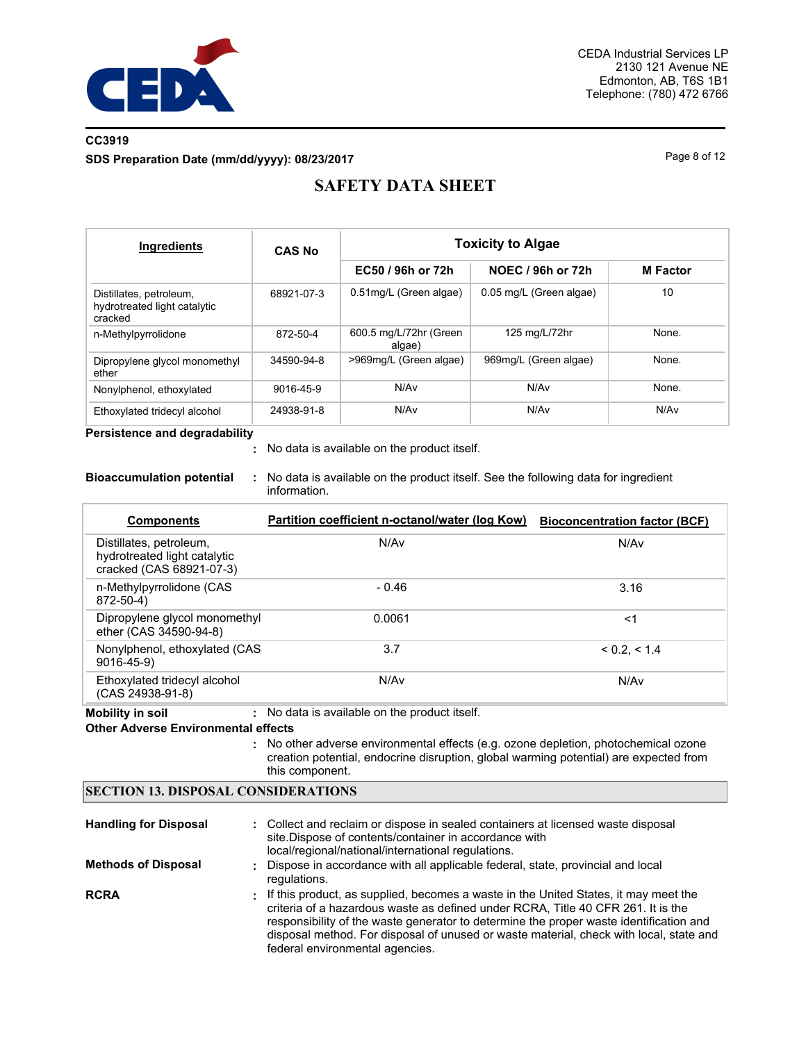| Ingredients | CAS No | Toxicity to Algae | | |
|---|---|---|---|---|
| | | EC50 / 96h or 72h | NOEC / 96h or 72h | M Factor |
| Distillates, petroleum, hydrotreated light catalytic cracked | 68921-07-3 | 0.51mg/L (Green algae) | 0.05 mg/L (Green algae) | 10 |
| n-Methylpyrrolidone | 872-50-4 | 600.5 mg/L/72hr (Green algae) | 125 mg/L/72hr | None. |
| Dipropylene glycol monomethyl ether | 34590-94-8 | >969mg/L (Green algae) | 969mg/L (Green algae) | None. |
| Nonylphenol, ethoxylated | 9016-45-9 | N/Av | N/Av | None. |
| Ethoxylated tridecyl alcohol | 24938-91-8 | N/Av | N/Av | N/Av |

**Persistence and degradability**
: No data is available on the product itself.

**Bioaccumulation potential** : No data is available on the product itself. See the following data for ingredient information.

| Components | Partition coefficient n-octanol/water (log Kow) | Bioconcentration factor (BCF) |
|---|---|---|
| Distillates, petroleum, hydrotreated light catalytic cracked (CAS 68921-07-3) | N/Av | N/Av |
| n-Methylpyrrolidone (CAS 872-50-4) | - 0.46 | 3.16 |
| Dipropylene glycol monomethyl ether (CAS 34590-94-8) | 0.0061 | <1 |
| Nonylphenol, ethoxylated (CAS 9016-45-9) | 3.7 | < 0.2, < 1.4 |
| Ethoxylated tridecyl alcohol (CAS 24938-91-8) | N/Av | N/Av |

**Mobility in soil** : No data is available on the product itself.

**Other Adverse Environmental effects**
: No other adverse environmental effects (e.g. ozone depletion, photochemical ozone creation potential, endocrine disruption, global warming potential) are expected from this component.

## SECTION 13. DISPOSAL CONSIDERATIONS

**Handling for Disposal** : Collect and reclaim or dispose in sealed containers at licensed waste disposal site.Dispose of contents/container in accordance with local/regional/national/international regulations.

**Methods of Disposal** : Dispose in accordance with all applicable federal, state, provincial and local regulations.

**RCRA** : If this product, as supplied, becomes a waste in the United States, it may meet the criteria of a hazardous waste as defined under RCRA, Title 40 CFR 261. It is the responsibility of the waste generator to determine the proper waste identification and disposal method. For disposal of unused or waste material, check with local, state and federal environmental agencies.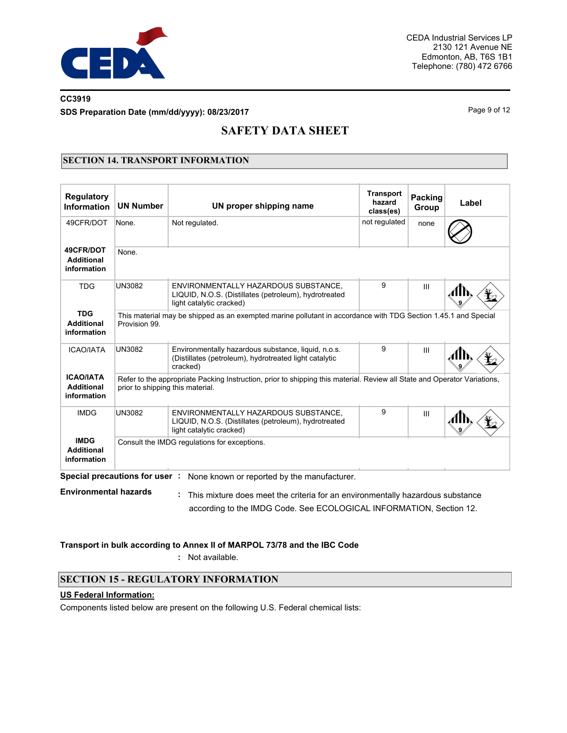CC3919

**SDS Preparation Date (mm/dd/yyyy): 08/23/2017**

# SAFETY DATA SHEET

## SECTION 14. TRANSPORT INFORMATION

| Regulatory Information | UN Number | UN proper shipping name | Transport hazard class(es) | Packing Group | Label |
|---|---|---|---|---|---|
| 49CFR/DOT | None. | Not regulated. | not regulated | none | |
| **49CFR/DOT Additional information** | None. | | | | |
| TDG | UN3082 | ENVIRONMENTALLY HAZARDOUS SUBSTANCE, LIQUID, N.O.S. (Distillates (petroleum), hydrotreated light catalytic cracked) | 9 | III | |
| **TDG Additional information** | This material may be shipped as an exempted marine pollutant in accordance with TDG Section 1.45.1 and Special Provision 99. | | | | |
| ICAO/IATA | UN3082 | Environmentally hazardous substance, liquid, n.o.s. (Distillates (petroleum), hydrotreated light catalytic cracked) | 9 | III | |
| **ICAO/IATA Additional information** | Refer to the appropriate Packing Instruction, prior to shipping this material. Review all State and Operator Variations, prior to shipping this material. | | | | |
| IMDG | UN3082 | ENVIRONMENTALLY HAZARDOUS SUBSTANCE, LIQUID, N.O.S. (Distillates (petroleum), hydrotreated light catalytic cracked) | 9 | III | |
| **IMDG Additional information** | Consult the IMDG regulations for exceptions. | | | | |

**Special precautions for user** : None known or reported by the manufacturer.

**Environmental hazards** : This mixture does meet the criteria for an environmentally hazardous substance according to the IMDG Code. See ECOLOGICAL INFORMATION, Section 12.

**Transport in bulk according to Annex II of MARPOL 73/78 and the IBC Code**
: Not available.

## SECTION 15 - REGULATORY INFORMATION

**US Federal Information:**

Components listed below are present on the following U.S. Federal chemical lists: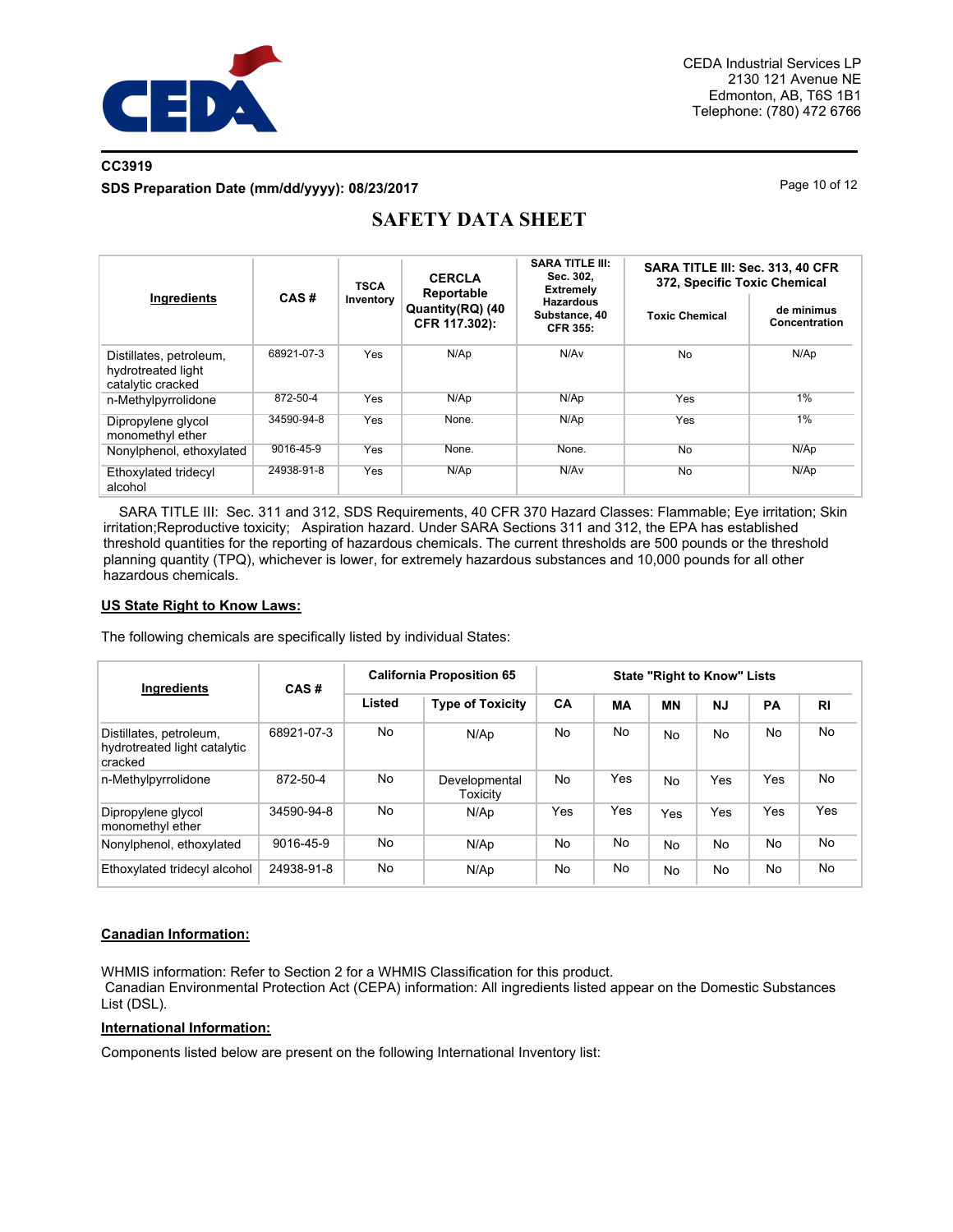CC3919

**SDS Preparation Date (mm/dd/yyyy): 08/23/2017**

# SAFETY DATA SHEET

| Ingredients | CAS # | TSCA Inventory | CERCLA Reportable Quantity(RQ) (40 CFR 117.302): | SARA TITLE III: Sec. 302, Extremely Hazardous Substance, 40 CFR 355: | SARA TITLE III: Sec. 313, 40 CFR 372, Specific Toxic Chemical | |
|---|---|---|---|---|---|---|
| | | | | | Toxic Chemical | de minimus Concentration |
| Distillates, petroleum, hydrotreated light catalytic cracked | 68921-07-3 | Yes | N/Ap | N/Av | No | N/Ap |
| n-Methylpyrrolidone | 872-50-4 | Yes | N/Ap | N/Ap | Yes | 1% |
| Dipropylene glycol monomethyl ether | 34590-94-8 | Yes | None. | N/Ap | Yes | 1% |
| Nonylphenol, ethoxylated | 9016-45-9 | Yes | None. | None. | No | N/Ap |
| Ethoxylated tridecyl alcohol | 24938-91-8 | Yes | N/Ap | N/Av | No | N/Ap |

SARA TITLE III: Sec. 311 and 312, SDS Requirements, 40 CFR 370 Hazard Classes: Flammable; Eye irritation; Skin irritation;Reproductive toxicity; Aspiration hazard. Under SARA Sections 311 and 312, the EPA has established threshold quantities for the reporting of hazardous chemicals. The current thresholds are 500 pounds or the threshold planning quantity (TPQ), whichever is lower, for extremely hazardous substances and 10,000 pounds for all other hazardous chemicals.

**US State Right to Know Laws:**

The following chemicals are specifically listed by individual States:

| Ingredients | CAS # | California Proposition 65 | | State "Right to Know" Lists | | | | | |
|---|---|---|---|---|---|---|---|---|---|
| | | Listed | Type of Toxicity | CA | MA | MN | NJ | PA | RI |
| Distillates, petroleum, hydrotreated light catalytic cracked | 68921-07-3 | No | N/Ap | No | No | No | No | No | No |
| n-Methylpyrrolidone | 872-50-4 | No | Developmental Toxicity | No | Yes | No | Yes | Yes | No |
| Dipropylene glycol monomethyl ether | 34590-94-8 | No | N/Ap | Yes | Yes | Yes | Yes | Yes | Yes |
| Nonylphenol, ethoxylated | 9016-45-9 | No | N/Ap | No | No | No | No | No | No |
| Ethoxylated tridecyl alcohol | 24938-91-8 | No | N/Ap | No | No | No | No | No | No |

**Canadian Information:**

WHMIS information: Refer to Section 2 for a WHMIS Classification for this product.
Canadian Environmental Protection Act (CEPA) information: All ingredients listed appear on the Domestic Substances List (DSL).

**International Information:**

Components listed below are present on the following International Inventory list: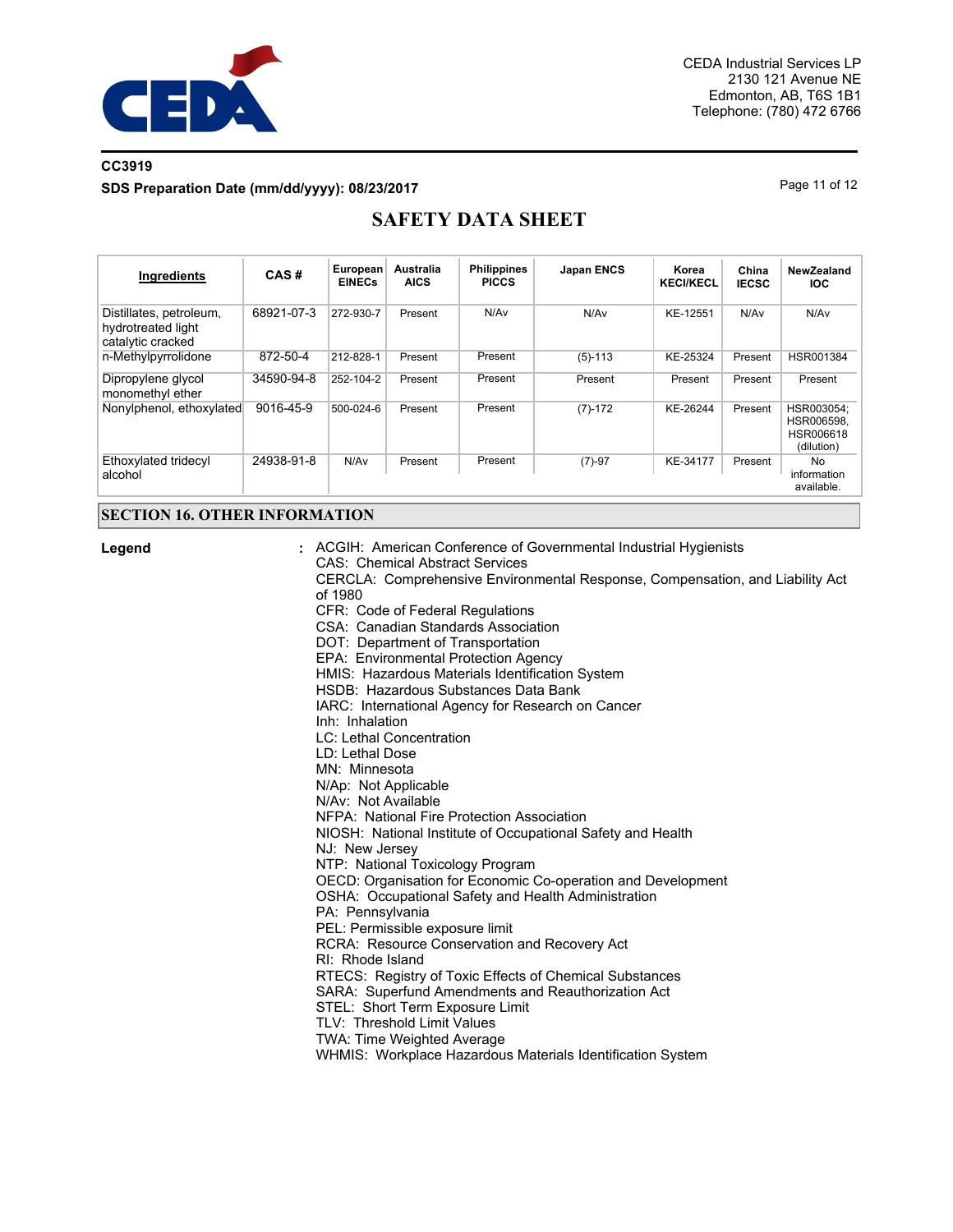| Ingredients | CAS # | European EINECs | Australia AICS | Philippines PICCS | Japan ENCS | Korea KECI/KECL | China IECSC | NewZealand IOC |
|---|---|---|---|---|---|---|---|---|
| Distillates, petroleum, hydrotreated light catalytic cracked | 68921-07-3 | 272-930-7 | Present | N/Av | N/Av | KE-12551 | N/Av | N/Av |
| n-Methylpyrrolidone | 872-50-4 | 212-828-1 | Present | Present | (5)-113 | KE-25324 | Present | HSR001384 |
| Dipropylene glycol monomethyl ether | 34590-94-8 | 252-104-2 | Present | Present | Present | Present | Present | Present |
| Nonylphenol, ethoxylated | 9016-45-9 | 500-024-6 | Present | Present | (7)-172 | KE-26244 | Present | HSR003054; HSR006598, HSR006618 (dilution) |
| Ethoxylated tridecyl alcohol | 24938-91-8 | N/Av | Present | Present | (7)-97 | KE-34177 | Present | No information available. |

## SECTION 16. OTHER INFORMATION

**Legend** :

ACGIH: American Conference of Governmental Industrial Hygienists
CAS: Chemical Abstract Services
CERCLA: Comprehensive Environmental Response, Compensation, and Liability Act of 1980
CFR: Code of Federal Regulations
CSA: Canadian Standards Association
DOT: Department of Transportation
EPA: Environmental Protection Agency
HMIS: Hazardous Materials Identification System
HSDB: Hazardous Substances Data Bank
IARC: International Agency for Research on Cancer
Inh: Inhalation
LC: Lethal Concentration
LD: Lethal Dose
MN: Minnesota
N/Ap: Not Applicable
N/Av: Not Available
NFPA: National Fire Protection Association
NIOSH: National Institute of Occupational Safety and Health
NJ: New Jersey
NTP: National Toxicology Program
OECD: Organisation for Economic Co-operation and Development
OSHA: Occupational Safety and Health Administration
PA: Pennsylvania
PEL: Permissible exposure limit
RCRA: Resource Conservation and Recovery Act
RI: Rhode Island
RTECS: Registry of Toxic Effects of Chemical Substances
SARA: Superfund Amendments and Reauthorization Act
STEL: Short Term Exposure Limit
TLV: Threshold Limit Values
TWA: Time Weighted Average
WHMIS: Workplace Hazardous Materials Identification System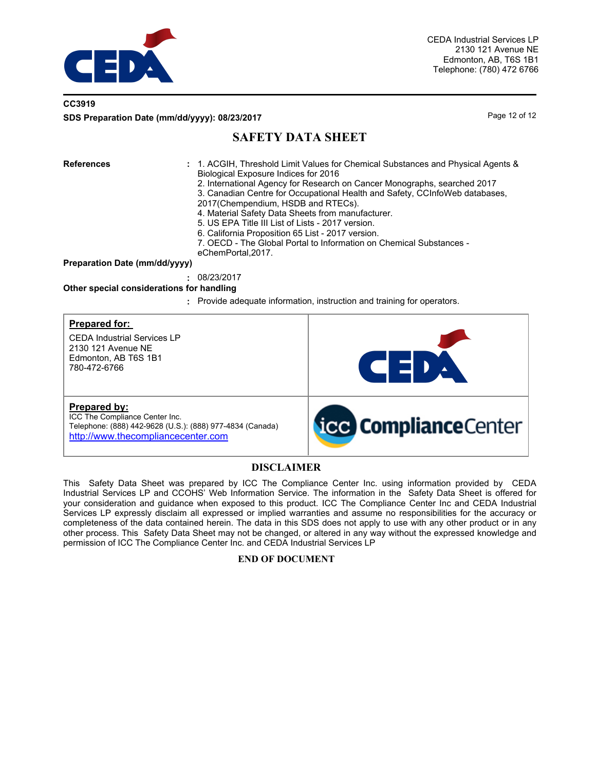CC3919

**SDS Preparation Date (mm/dd/yyyy): 08/23/2017**

# SAFETY DATA SHEET

**References** : 1. ACGIH, Threshold Limit Values for Chemical Substances and Physical Agents & Biological Exposure Indices for 2016
2. International Agency for Research on Cancer Monographs, searched 2017
3. Canadian Centre for Occupational Health and Safety, CCInfoWeb databases, 2017(Chempendium, HSDB and RTECs).
4. Material Safety Data Sheets from manufacturer.
5. US EPA Title III List of Lists - 2017 version.
6. California Proposition 65 List - 2017 version.
7. OECD - The Global Portal to Information on Chemical Substances - eChemPortal,2017.

**Preparation Date (mm/dd/yyyy)** : 08/23/2017

**Other special considerations for handling** : Provide adequate information, instruction and training for operators.

| | |
|---|---|
| **Prepared for:** CEDA Industrial Services LP, 2130 121 Avenue NE, Edmonton, AB T6S 1B1, 780-472-6766 | CEDA |
| **Prepared by:** ICC The Compliance Center Inc., Telephone: (888) 442-9628 (U.S.): (888) 977-4834 (Canada), http://www.thecompliancecenter.com | icc ComplianceCenter |

## DISCLAIMER

This Safety Data Sheet was prepared by ICC The Compliance Center Inc. using information provided by CEDA Industrial Services LP and CCOHS' Web Information Service. The information in the Safety Data Sheet is offered for your consideration and guidance when exposed to this product. ICC The Compliance Center Inc and CEDA Industrial Services LP expressly disclaim all expressed or implied warranties and assume no responsibilities for the accuracy or completeness of the data contained herein. The data in this SDS does not apply to use with any other product or in any other process. This Safety Data Sheet may not be changed, or altered in any way without the expressed knowledge and permission of ICC The Compliance Center Inc. and CEDA Industrial Services LP

**END OF DOCUMENT**